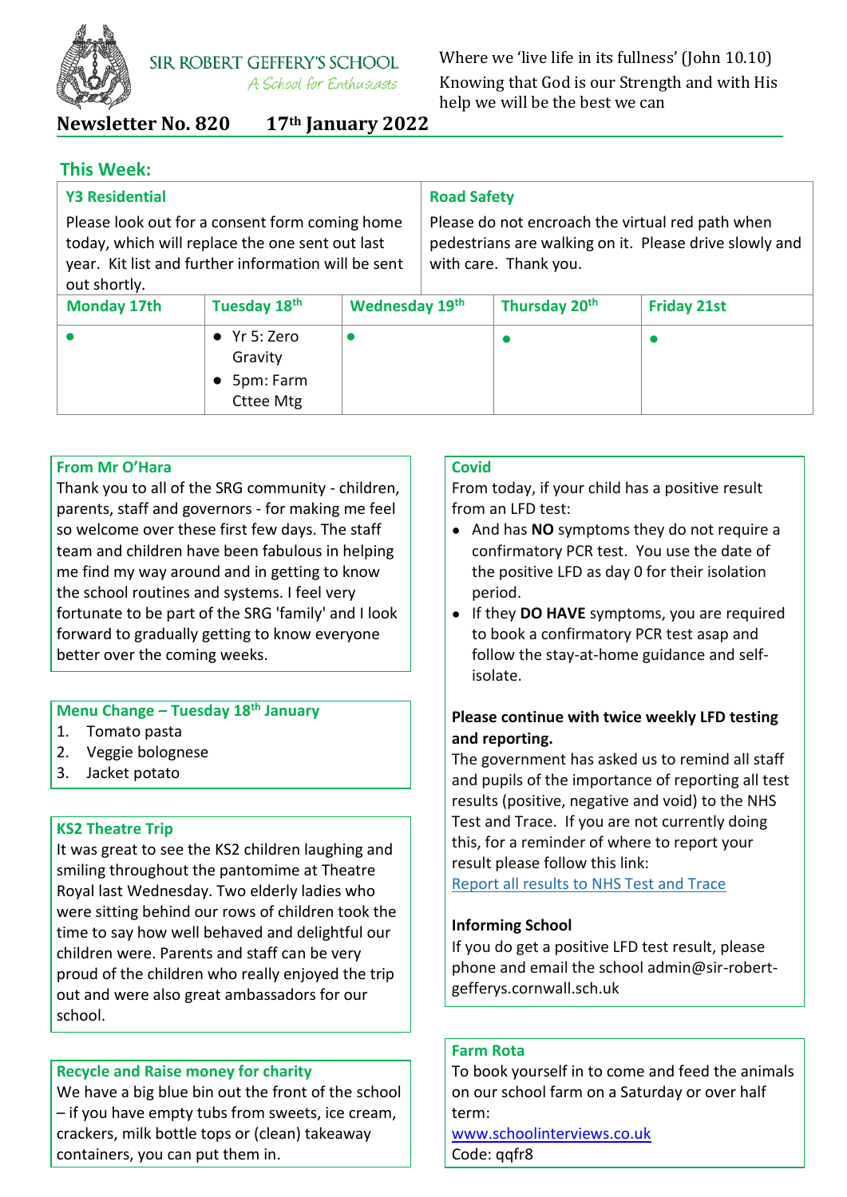SIR ROBERT GEFFERY'S SCHOOL

*A School for Enthusiasts*

Where we 'live life in its fullness' (John 10.10)

Knowing that God is our Strength and with His help we will be the best we can

# Newsletter No. 820 17th January 2022

## This Week:

| Y3 Residential | | | Road Safety | |
|---|---|---|---|---|
| Please look out for a consent form coming home today, which will replace the one sent out last year. Kit list and further information will be sent out shortly. | | | Please do not encroach the virtual red path when pedestrians are walking on it. Please drive slowly and with care. Thank you. | |
| **Monday 17th** | **Tuesday 18th** | **Wednesday 19th** | **Thursday 20th** | **Friday 21st** |
| • | • Yr 5: Zero Gravity<br>• 5pm: Farm Cttee Mtg | • | • | • |

### From Mr O'Hara

Thank you to all of the SRG community - children, parents, staff and governors - for making me feel so welcome over these first few days. The staff team and children have been fabulous in helping me find my way around and in getting to know the school routines and systems. I feel very fortunate to be part of the SRG 'family' and I look forward to gradually getting to know everyone better over the coming weeks.

### Menu Change – Tuesday 18th January

1. Tomato pasta
2. Veggie bolognese
3. Jacket potato

### KS2 Theatre Trip

It was great to see the KS2 children laughing and smiling throughout the pantomime at Theatre Royal last Wednesday. Two elderly ladies who were sitting behind our rows of children took the time to say how well behaved and delightful our children were. Parents and staff can be very proud of the children who really enjoyed the trip out and were also great ambassadors for our school.

### Recycle and Raise money for charity

We have a big blue bin out the front of the school – if you have empty tubs from sweets, ice cream, crackers, milk bottle tops or (clean) takeaway containers, you can put them in.

### Covid

From today, if your child has a positive result from an LFD test:

- And has **NO** symptoms they do not require a confirmatory PCR test. You use the date of the positive LFD as day 0 for their isolation period.
- If they **DO HAVE** symptoms, you are required to book a confirmatory PCR test asap and follow the stay-at-home guidance and self-isolate.

**Please continue with twice weekly LFD testing and reporting.**

The government has asked us to remind all staff and pupils of the importance of reporting all test results (positive, negative and void) to the NHS Test and Trace. If you are not currently doing this, for a reminder of where to report your result please follow this link:

Report all results to NHS Test and Trace

**Informing School**

If you do get a positive LFD test result, please phone and email the school admin@sir-robert-gefferys.cornwall.sch.uk

### Farm Rota

To book yourself in to come and feed the animals on our school farm on a Saturday or over half term:

www.schoolinterviews.co.uk

Code: qqfr8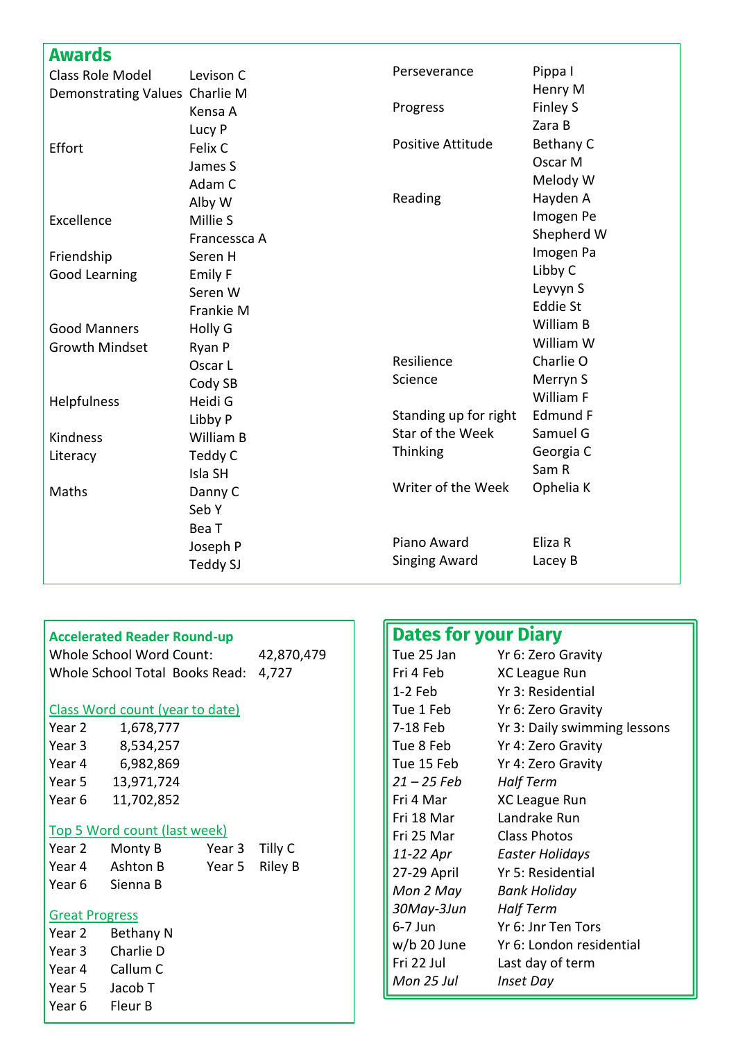## Awards

| Award | Name(s) |
|---|---|
| Class Role Model | Levison C |
| Demonstrating Values | Charlie M |
| | Kensa A |
| | Lucy P |
| Effort | Felix C |
| | James S |
| | Adam C |
| | Alby W |
| Excellence | Millie S |
| | Francessca A |
| Friendship | Seren H |
| Good Learning | Emily F |
| | Seren W |
| | Frankie M |
| Good Manners | Holly G |
| Growth Mindset | Ryan P |
| | Oscar L |
| | Cody SB |
| Helpfulness | Heidi G |
| | Libby P |
| Kindness | William B |
| Literacy | Teddy C |
| | Isla SH |
| Maths | Danny C |
| | Seb Y |
| | Bea T |
| | Joseph P |
| | Teddy SJ |
| Perseverance | Pippa I |
| | Henry M |
| Progress | Finley S |
| | Zara B |
| Positive Attitude | Bethany C |
| | Oscar M |
| | Melody W |
| Reading | Hayden A |
| | Imogen Pe |
| | Shepherd W |
| | Imogen Pa |
| | Libby C |
| | Leyvyn S |
| | Eddie St |
| | William B |
| | William W |
| Resilience | Charlie O |
| Science | Merryn S |
| | William F |
| Standing up for right | Edmund F |
| Star of the Week | Samuel G |
| Thinking | Georgia C |
| | Sam R |
| Writer of the Week | Ophelia K |
| Piano Award | Eliza R |
| Singing Award | Lacey B |

### Accelerated Reader Round-up

Whole School Word Count: 42,870,479
Whole School Total Books Read: 4,727

**Class Word count (year to date)**

| Year | Word count |
|---|---|
| Year 2 | 1,678,777 |
| Year 3 | 8,534,257 |
| Year 4 | 6,982,869 |
| Year 5 | 13,971,724 |
| Year 6 | 11,702,852 |

**Top 5 Word count (last week)**

| Year | Name |
|---|---|
| Year 2 | Monty B |
| Year 3 | Tilly C |
| Year 4 | Ashton B |
| Year 5 | Riley B |
| Year 6 | Sienna B |

**Great Progress**

| Year | Name |
|---|---|
| Year 2 | Bethany N |
| Year 3 | Charlie D |
| Year 4 | Callum C |
| Year 5 | Jacob T |
| Year 6 | Fleur B |

## Dates for your Diary

| Date | Event |
|---|---|
| Tue 25 Jan | Yr 6: Zero Gravity |
| Fri 4 Feb | XC League Run |
| 1-2 Feb | Yr 3: Residential |
| Tue 1 Feb | Yr 6: Zero Gravity |
| 7-18 Feb | Yr 3: Daily swimming lessons |
| Tue 8 Feb | Yr 4: Zero Gravity |
| Tue 15 Feb | Yr 4: Zero Gravity |
| *21 – 25 Feb* | *Half Term* |
| Fri 4 Mar | XC League Run |
| Fri 18 Mar | Landrake Run |
| Fri 25 Mar | Class Photos |
| *11-22 Apr* | *Easter Holidays* |
| 27-29 April | Yr 5: Residential |
| *Mon 2 May* | *Bank Holiday* |
| *30May-3Jun* | *Half Term* |
| 6-7 Jun | Yr 6: Jnr Ten Tors |
| w/b 20 June | Yr 6: London residential |
| Fri 22 Jul | Last day of term |
| *Mon 25 Jul* | *Inset Day* |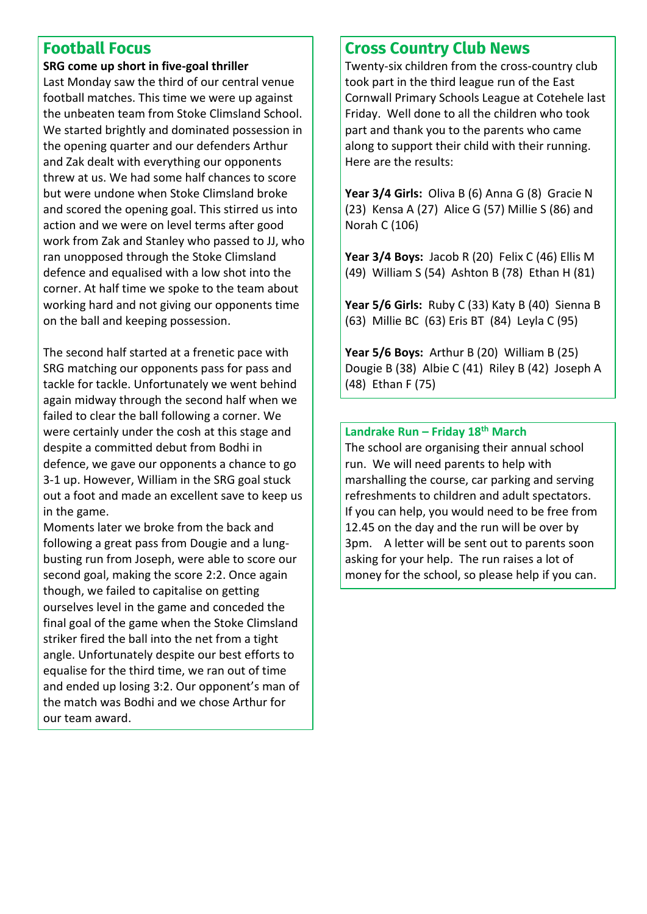## Football Focus

**SRG come up short in five-goal thriller**

Last Monday saw the third of our central venue football matches. This time we were up against the unbeaten team from Stoke Climsland School. We started brightly and dominated possession in the opening quarter and our defenders Arthur and Zak dealt with everything our opponents threw at us. We had some half chances to score but were undone when Stoke Climsland broke and scored the opening goal. This stirred us into action and we were on level terms after good work from Zak and Stanley who passed to JJ, who ran unopposed through the Stoke Climsland defence and equalised with a low shot into the corner. At half time we spoke to the team about working hard and not giving our opponents time on the ball and keeping possession.

The second half started at a frenetic pace with SRG matching our opponents pass for pass and tackle for tackle. Unfortunately we went behind again midway through the second half when we failed to clear the ball following a corner. We were certainly under the cosh at this stage and despite a committed debut from Bodhi in defence, we gave our opponents a chance to go 3-1 up. However, William in the SRG goal stuck out a foot and made an excellent save to keep us in the game.

Moments later we broke from the back and following a great pass from Dougie and a lung-busting run from Joseph, were able to score our second goal, making the score 2:2. Once again though, we failed to capitalise on getting ourselves level in the game and conceded the final goal of the game when the Stoke Climsland striker fired the ball into the net from a tight angle. Unfortunately despite our best efforts to equalise for the third time, we ran out of time and ended up losing 3:2. Our opponent's man of the match was Bodhi and we chose Arthur for our team award.

## Cross Country Club News

Twenty-six children from the cross-country club took part in the third league run of the East Cornwall Primary Schools League at Cotehele last Friday. Well done to all the children who took part and thank you to the parents who came along to support their child with their running. Here are the results:

**Year 3/4 Girls:** Oliva B (6) Anna G (8) Gracie N (23) Kensa A (27) Alice G (57) Millie S (86) and Norah C (106)

**Year 3/4 Boys:** Jacob R (20) Felix C (46) Ellis M (49) William S (54) Ashton B (78) Ethan H (81)

**Year 5/6 Girls:** Ruby C (33) Katy B (40) Sienna B (63) Millie BC (63) Eris BT (84) Leyla C (95)

**Year 5/6 Boys:** Arthur B (20) William B (25) Dougie B (38) Albie C (41) Riley B (42) Joseph A (48) Ethan F (75)

### Landrake Run – Friday 18th March

The school are organising their annual school run. We will need parents to help with marshalling the course, car parking and serving refreshments to children and adult spectators. If you can help, you would need to be free from 12.45 on the day and the run will be over by 3pm. A letter will be sent out to parents soon asking for your help. The run raises a lot of money for the school, so please help if you can.